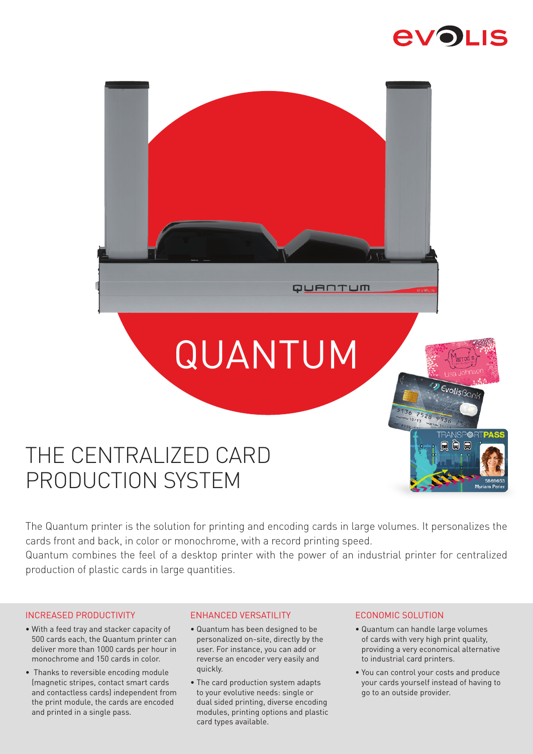# QUANTUM

## THE CENTRALIZED CARD PRODUCTION SYSTEM

The Quantum printer is the solution for printing and encoding cards in large volumes. It personalizes the cards front and back, in color or monochrome, with a record printing speed.
Quantum combines the feel of a desktop printer with the power of an industrial printer for centralized production of plastic cards in large quantities.

### INCREASED PRODUCTIVITY

- With a feed tray and stacker capacity of 500 cards each, the Quantum printer can deliver more than 1000 cards per hour in monochrome and 150 cards in color.
- Thanks to reversible encoding module (magnetic stripes, contact smart cards and contactless cards) independent from the print module, the cards are encoded and printed in a single pass.

### ENHANCED VERSATILITY

- Quantum has been designed to be personalized on-site, directly by the user. For instance, you can add or reverse an encoder very easily and quickly.
- The card production system adapts to your evolutive needs: single or dual sided printing, diverse encoding modules, printing options and plastic card types available.

### ECONOMIC SOLUTION

- Quantum can handle large volumes of cards with very high print quality, providing a very economical alternative to industrial card printers.
- You can control your costs and produce your cards yourself instead of having to go to an outside provider.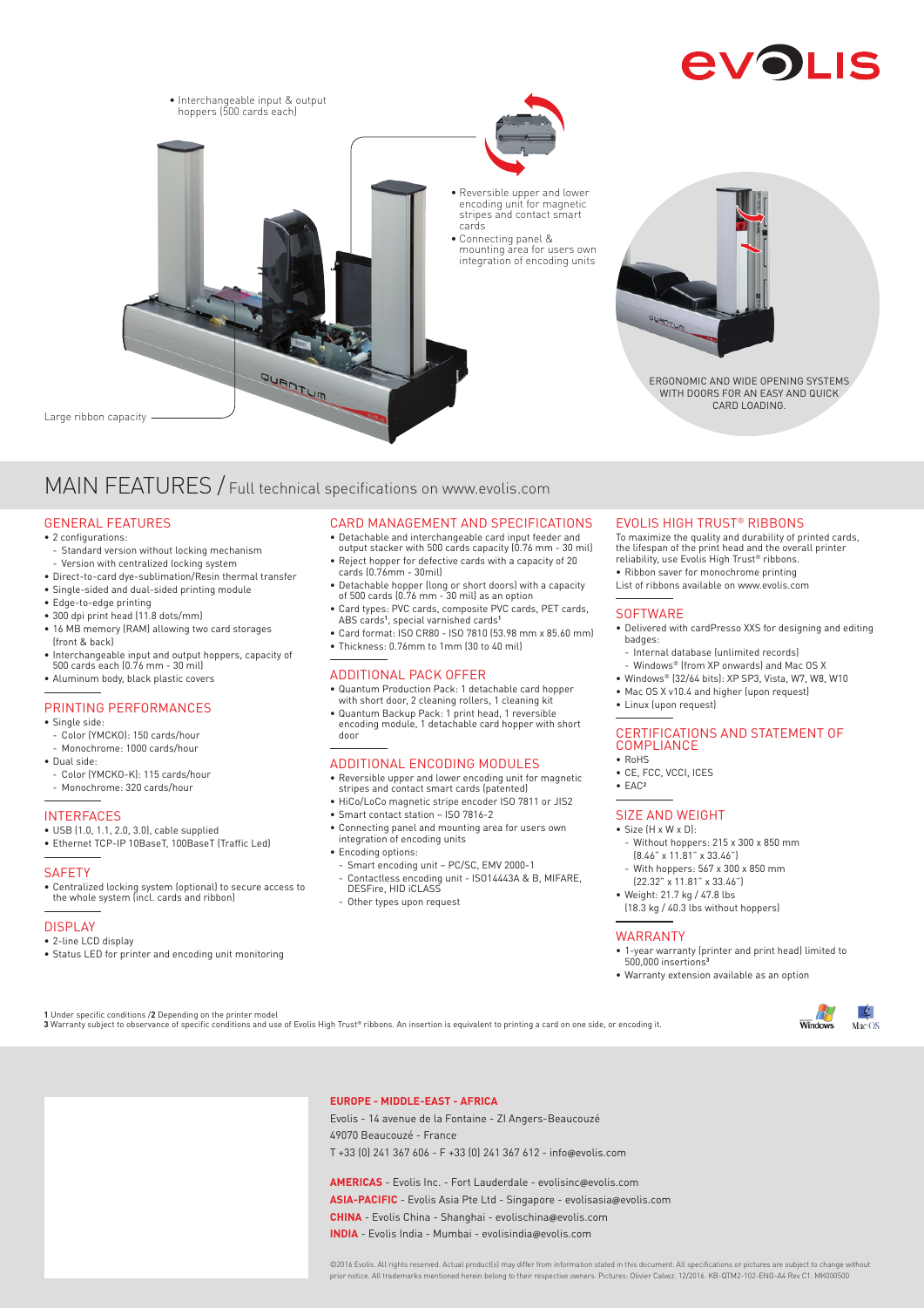• Interchangeable input & output hoppers (500 cards each)

• Reversible upper and lower encoding unit for magnetic stripes and contact smart cards
• Connecting panel & mounting area for users own integration of encoding units

ERGONOMIC AND WIDE OPENING SYSTEMS WITH DOORS FOR AN EASY AND QUICK CARD LOADING.

Large ribbon capacity

# MAIN FEATURES / Full technical specifications on www.evolis.com

## GENERAL FEATURES

- 2 configurations:
  - Standard version without locking mechanism
  - Version with centralized locking system
- Direct-to-card dye-sublimation/Resin thermal transfer
- Single-sided and dual-sided printing module
- Edge-to-edge printing
- 300 dpi print head (11.8 dots/mm)
- 16 MB memory (RAM) allowing two card storages (front & back)
- Interchangeable input and output hoppers, capacity of 500 cards each (0.76 mm - 30 mil)
- Aluminum body, black plastic covers

## PRINTING PERFORMANCES

- Single side:
  - Color (YMCKO): 150 cards/hour
  - Monochrome: 1000 cards/hour
- Dual side:
  - Color (YMCKO-K): 115 cards/hour
  - Monochrome: 320 cards/hour

## INTERFACES

- USB (1.0, 1.1, 2.0, 3.0), cable supplied
- Ethernet TCP-IP 10BaseT, 100BaseT (Traffic Led)

## SAFETY

- Centralized locking system (optional) to secure access to the whole system (incl. cards and ribbon)

## DISPLAY

- 2-line LCD display
- Status LED for printer and encoding unit monitoring

## CARD MANAGEMENT AND SPECIFICATIONS

- Detachable and interchangeable card input feeder and output stacker with 500 cards capacity (0.76 mm - 30 mil)
- Reject hopper for defective cards with a capacity of 20 cards (0.76mm - 30mil)
- Detachable hopper (long or short doors) with a capacity of 500 cards (0.76 mm - 30 mil) as an option
- Card types: PVC cards, composite PVC cards, PET cards, ABS cards[1], special varnished cards[1]
- Card format: ISO CR80 - ISO 7810 (53.98 mm x 85.60 mm)
- Thickness: 0.76mm to 1mm (30 to 40 mil)

## ADDITIONAL PACK OFFER

- Quantum Production Pack: 1 detachable card hopper with short door, 2 cleaning rollers, 1 cleaning kit
- Quantum Backup Pack: 1 print head, 1 reversible encoding module, 1 detachable card hopper with short door

## ADDITIONAL ENCODING MODULES

- Reversible upper and lower encoding unit for magnetic stripes and contact smart cards (patented)
- HiCo/LoCo magnetic stripe encoder ISO 7811 or JIS2
- Smart contact station – ISO 7816-2
- Connecting panel and mounting area for users own integration of encoding units
- Encoding options:
  - Smart encoding unit – PC/SC, EMV 2000-1
  - Contactless encoding unit - ISO14443A & B, MIFARE, DESFire, HID iCLASS
  - Other types upon request

## EVOLIS HIGH TRUST® RIBBONS

To maximize the quality and durability of printed cards, the lifespan of the print head and the overall printer reliability, use Evolis High Trust® ribbons.

- Ribbon saver for monochrome printing

List of ribbons available on www.evolis.com

## SOFTWARE

- Delivered with cardPresso XXS for designing and editing badges:
  - Internal database (unlimited records)
  - Windows® (from XP onwards) and Mac OS X
- Windows® (32/64 bits): XP SP3, Vista, W7, W8, W10
- Mac OS X v10.4 and higher (upon request)
- Linux (upon request)

## CERTIFICATIONS AND STATEMENT OF COMPLIANCE

- RoHS
- CE, FCC, VCCI, ICES
- EAC[2]

## SIZE AND WEIGHT

- Size (H x W x D):
  - Without hoppers: 215 x 300 x 850 mm (8.46'' x 11.81'' x 33.46'')
  - With hoppers: 567 x 300 x 850 mm (22.32'' x 11.81'' x 33.46'')
- Weight: 21.7 kg / 47.8 lbs (18.3 kg / 40.3 lbs without hoppers)

## WARRANTY

- 1-year warranty (printer and print head) limited to 500,000 insertions[3]
- Warranty extension available as an option

1 Under specific conditions / 2 Depending on the printer model
3 Warranty subject to observance of specific conditions and use of Evolis High Trust® ribbons. An insertion is equivalent to printing a card on one side, or encoding it.

**EUROPE - MIDDLE-EAST - AFRICA**

Evolis - 14 avenue de la Fontaine - ZI Angers-Beaucouzé
49070 Beaucouzé - France
T +33 (0) 241 367 606 - F +33 (0) 241 367 612 - info@evolis.com

**AMERICAS** - Evolis Inc. - Fort Lauderdale - evolisinc@evolis.com
**ASIA-PACIFIC** - Evolis Asia Pte Ltd - Singapore - evolisasia@evolis.com
**CHINA** - Evolis China - Shanghai - evolischina@evolis.com
**INDIA** - Evolis India - Mumbai - evolisindia@evolis.com

©2016 Evolis. All rights reserved. Actual product(s) may differ from information stated in this document. All specifications or pictures are subject to change without prior notice. All trademarks mentioned herein belong to their respective owners. Pictures: Olivier Calvez. 12/2016. KB-QTM2-102-ENG-A4 Rev C1. MK000500